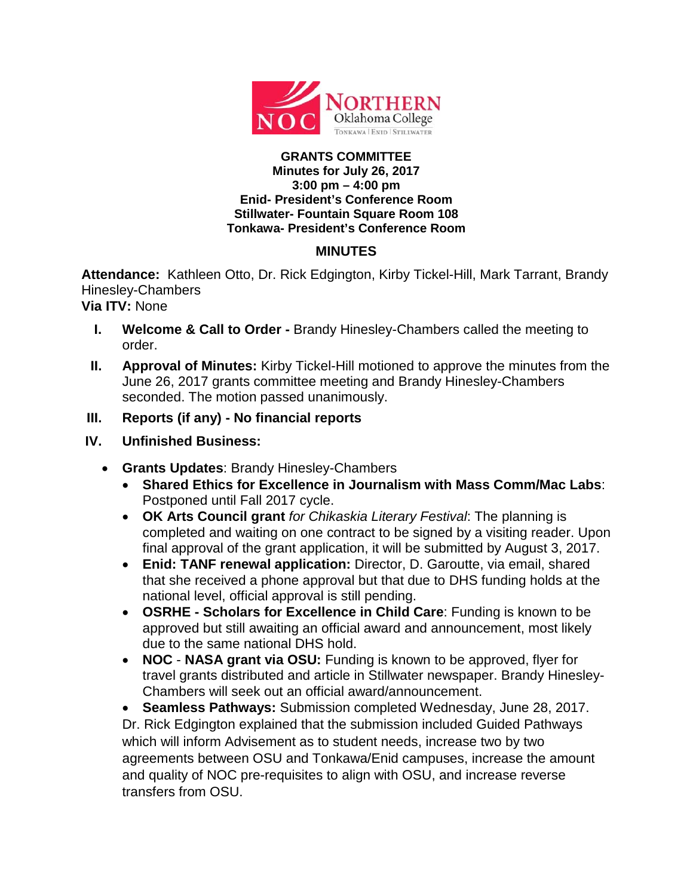**GRANTS COMMITTEE**
**Minutes for July 26, 2017**
**3:00 pm – 4:00 pm**
**Enid- President's Conference Room**
**Stillwater- Fountain Square Room 108**
**Tonkawa- President's Conference Room**

## MINUTES

**Attendance:** Kathleen Otto, Dr. Rick Edgington, Kirby Tickel-Hill, Mark Tarrant, Brandy Hinesley-Chambers
**Via ITV:** None

I. **Welcome & Call to Order -** Brandy Hinesley-Chambers called the meeting to order.

II. **Approval of Minutes:** Kirby Tickel-Hill motioned to approve the minutes from the June 26, 2017 grants committee meeting and Brandy Hinesley-Chambers seconded. The motion passed unanimously.

III. **Reports (if any) - No financial reports**

IV. **Unfinished Business:**

- **Grants Updates**: Brandy Hinesley-Chambers
  - **Shared Ethics for Excellence in Journalism with Mass Comm/Mac Labs**: Postponed until Fall 2017 cycle.
  - **OK Arts Council grant** *for Chikaskia Literary Festival*: The planning is completed and waiting on one contract to be signed by a visiting reader. Upon final approval of the grant application, it will be submitted by August 3, 2017.
  - **Enid: TANF renewal application:** Director, D. Garoutte, via email, shared that she received a phone approval but that due to DHS funding holds at the national level, official approval is still pending.
  - **OSRHE - Scholars for Excellence in Child Care**: Funding is known to be approved but still awaiting an official award and announcement, most likely due to the same national DHS hold.
  - **NOC** - **NASA grant via OSU:** Funding is known to be approved, flyer for travel grants distributed and article in Stillwater newspaper. Brandy Hinesley-Chambers will seek out an official award/announcement.
  - **Seamless Pathways:** Submission completed Wednesday, June 28, 2017. Dr. Rick Edgington explained that the submission included Guided Pathways which will inform Advisement as to student needs, increase two by two agreements between OSU and Tonkawa/Enid campuses, increase the amount and quality of NOC pre-requisites to align with OSU, and increase reverse transfers from OSU.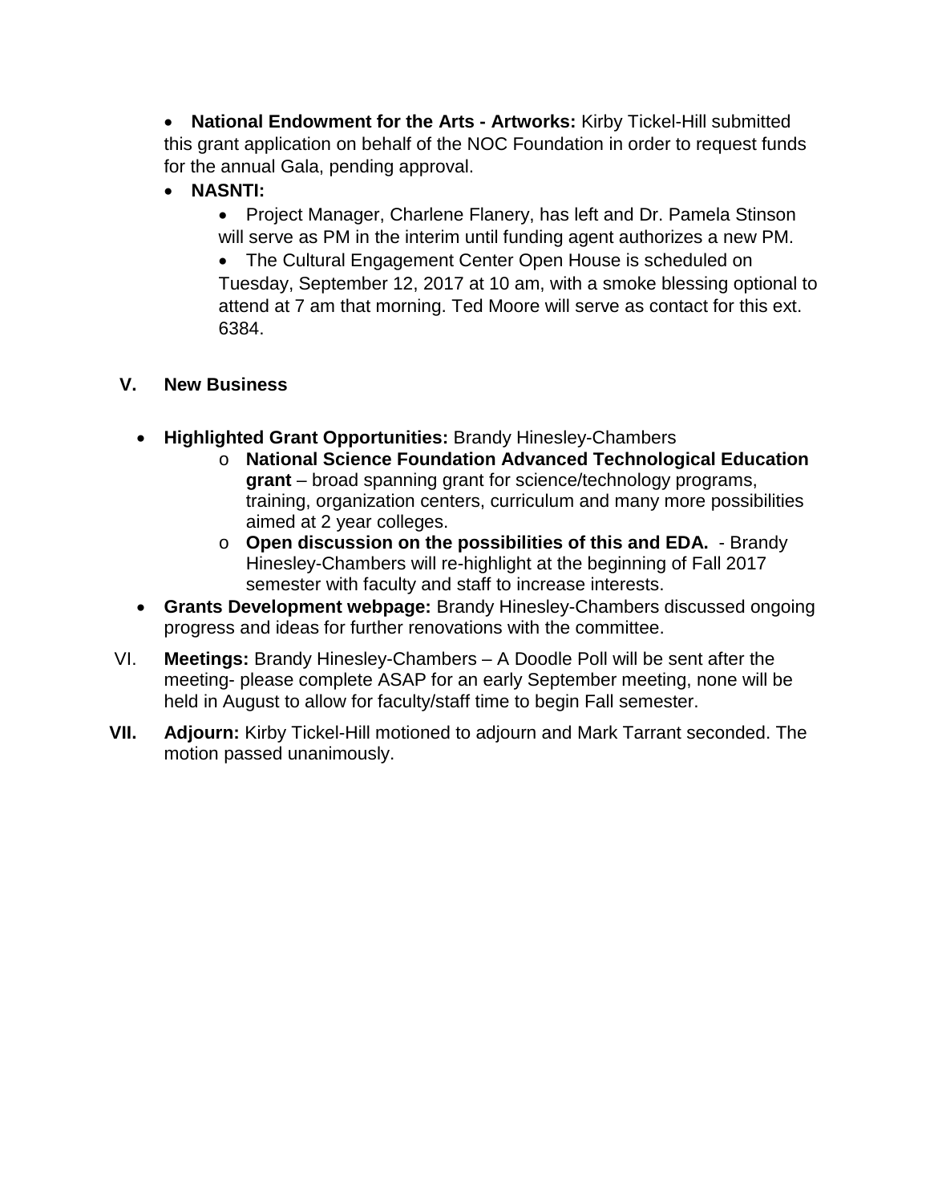- **National Endowment for the Arts - Artworks:** Kirby Tickel-Hill submitted this grant application on behalf of the NOC Foundation in order to request funds for the annual Gala, pending approval.
- **NASNTI:**
  - Project Manager, Charlene Flanery, has left and Dr. Pamela Stinson will serve as PM in the interim until funding agent authorizes a new PM.
  - The Cultural Engagement Center Open House is scheduled on Tuesday, September 12, 2017 at 10 am, with a smoke blessing optional to attend at 7 am that morning. Ted Moore will serve as contact for this ext. 6384.

## V. New Business

- **Highlighted Grant Opportunities:** Brandy Hinesley-Chambers
  - **National Science Foundation Advanced Technological Education grant** – broad spanning grant for science/technology programs, training, organization centers, curriculum and many more possibilities aimed at 2 year colleges.
  - **Open discussion on the possibilities of this and EDA.** - Brandy Hinesley-Chambers will re-highlight at the beginning of Fall 2017 semester with faculty and staff to increase interests.
- **Grants Development webpage:** Brandy Hinesley-Chambers discussed ongoing progress and ideas for further renovations with the committee.

VI. **Meetings:** Brandy Hinesley-Chambers – A Doodle Poll will be sent after the meeting- please complete ASAP for an early September meeting, none will be held in August to allow for faculty/staff time to begin Fall semester.

**VII.** **Adjourn:** Kirby Tickel-Hill motioned to adjourn and Mark Tarrant seconded. The motion passed unanimously.